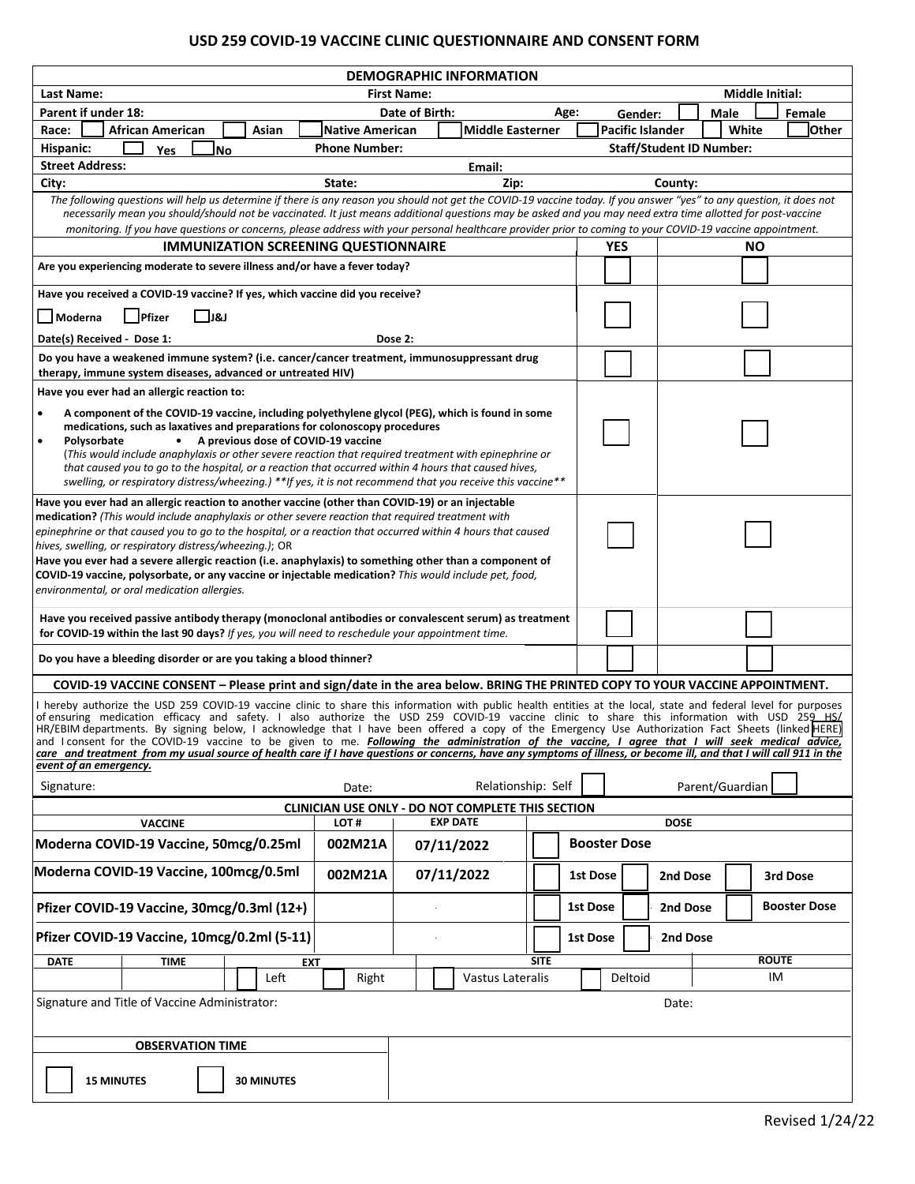# USD 259 COVID-19 VACCINE CLINIC QUESTIONNAIRE AND CONSENT FORM

## DEMOGRAPHIC INFORMATION

| | | | |
|---|---|---|---|
| **Last Name:** | **First Name:** | | **Middle Initial:** |
| **Parent if under 18:** | **Date of Birth:** | **Age:** | **Gender:** ☐ **Male** ☐ **Female** |
| **Race:** ☐ **African American** ☐ **Asian** ☐ **Native American** | ☐ **Middle Easterner** | ☐ **Pacific Islander** | ☐ **White** ☐ **Other** |
| **Hispanic:** ☐ **Yes** ☐ **No** | **Phone Number:** | | **Staff/Student ID Number:** |
| **Street Address:** | **Email:** | | |
| **City:** | **State:** | **Zip:** | **County:** |

*The following questions will help us determine if there is any reason you should not get the COVID-19 vaccine today. If you answer "yes" to any question, it does not necessarily mean you should/should not be vaccinated. It just means additional questions may be asked and you may need extra time allotted for post-vaccine monitoring. If you have questions or concerns, please address with your personal healthcare provider prior to coming to your COVID-19 vaccine appointment.*

| IMMUNIZATION SCREENING QUESTIONNAIRE | YES | NO |
|---|---|---|
| **Are you experiencing moderate to severe illness and/or have a fever today?** | ☐ | ☐ |
| **Have you received a COVID-19 vaccine? If yes, which vaccine did you receive?** ☐ **Moderna** ☐ **Pfizer** ☐ **J&J** **Date(s) Received - Dose 1:** **Dose 2:** | ☐ | ☐ |
| **Do you have a weakened immune system? (i.e. cancer/cancer treatment, immunosuppressant drug therapy, immune system diseases, advanced or untreated HIV)** | ☐ | ☐ |
| **Have you ever had an allergic reaction to:** • **A component of the COVID-19 vaccine, including polyethylene glycol (PEG), which is found in some medications, such as laxatives and preparations for colonoscopy procedures** • **Polysorbate** • **A previous dose of COVID-19 vaccine** (*This would include anaphylaxis or other severe reaction that required treatment with epinephrine or that caused you to go to the hospital, or a reaction that occurred within 4 hours that caused hives, swelling, or respiratory distress/wheezing.) \*\*If yes, it is not recommend that you receive this vaccine\*\** | ☐ | ☐ |
| **Have you ever had an allergic reaction to another vaccine (other than COVID-19) or an injectable medication?** *(This would include anaphylaxis or other severe reaction that required treatment with epinephrine or that caused you to go to the hospital, or a reaction that occurred within 4 hours that caused hives, swelling, or respiratory distress/wheezing.)*; OR **Have you ever had a severe allergic reaction (i.e. anaphylaxis) to something other than a component of COVID-19 vaccine, polysorbate, or any vaccine or injectable medication?** *This would include pet, food, environmental, or oral medication allergies.* | ☐ | ☐ |
| **Have you received passive antibody therapy (monoclonal antibodies or convalescent serum) as treatment for COVID-19 within the last 90 days?** *If yes, you will need to reschedule your appointment time.* | ☐ | ☐ |
| **Do you have a bleeding disorder or are you taking a blood thinner?** | ☐ | ☐ |

**COVID-19 VACCINE CONSENT – Please print and sign/date in the area below. BRING THE PRINTED COPY TO YOUR VACCINE APPOINTMENT.**

I hereby authorize the USD 259 COVID-19 vaccine clinic to share this information with public health entities at the local, state and federal level for purposes of ensuring medication efficacy and safety. I also authorize the USD 259 COVID-19 vaccine clinic to share this information with USD 259 HS/HR/EBIM departments. By signing below, I acknowledge that I have been offered a copy of the Emergency Use Authorization Fact Sheets (linked HERE) and I consent for the COVID-19 vaccine to be given to me. ***Following the administration of the vaccine, I agree that I will seek medical advice, care and treatment from my usual source of health care if I have questions or concerns, have any symptoms of illness, or become ill, and that I will call 911 in the event of an emergency.***

Signature: Date: Relationship: Self ☐ Parent/Guardian ☐

**CLINICIAN USE ONLY - DO NOT COMPLETE THIS SECTION**

| VACCINE | LOT # | EXP DATE | DOSE |
|---|---|---|---|
| Moderna COVID-19 Vaccine, 50mcg/0.25ml | 002M21A | 07/11/2022 | ☐ Booster Dose |
| Moderna COVID-19 Vaccine, 100mcg/0.5ml | 002M21A | 07/11/2022 | ☐ 1st Dose ☐ 2nd Dose ☐ 3rd Dose |
| Pfizer COVID-19 Vaccine, 30mcg/0.3ml (12+) | | | ☐ 1st Dose ☐ 2nd Dose ☐ Booster Dose |
| Pfizer COVID-19 Vaccine, 10mcg/0.2ml (5-11) | | | ☐ 1st Dose ☐ 2nd Dose |

| DATE | TIME | EXT | | SITE | | ROUTE |
|---|---|---|---|---|---|---|
| | | ☐ Left | ☐ Right | ☐ Vastus Lateralis | ☐ Deltoid | IM |

Signature and Title of Vaccine Administrator: Date:

**OBSERVATION TIME**

☐ **15 MINUTES** ☐ **30 MINUTES**

Revised 1/24/22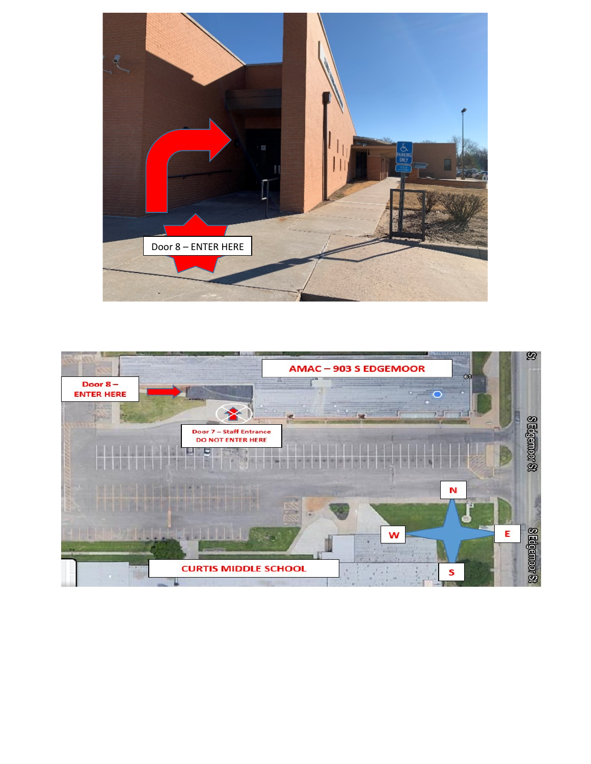Door 8 – ENTER HERE

AMAC – 903 S EDGEMOOR

Door 8 – ENTER HERE

Door 7 – Staff Entrance DO NOT ENTER HERE

N

W

E

S

S Edgemoor St

S Edgemoor St

CURTIS MIDDLE SCHOOL